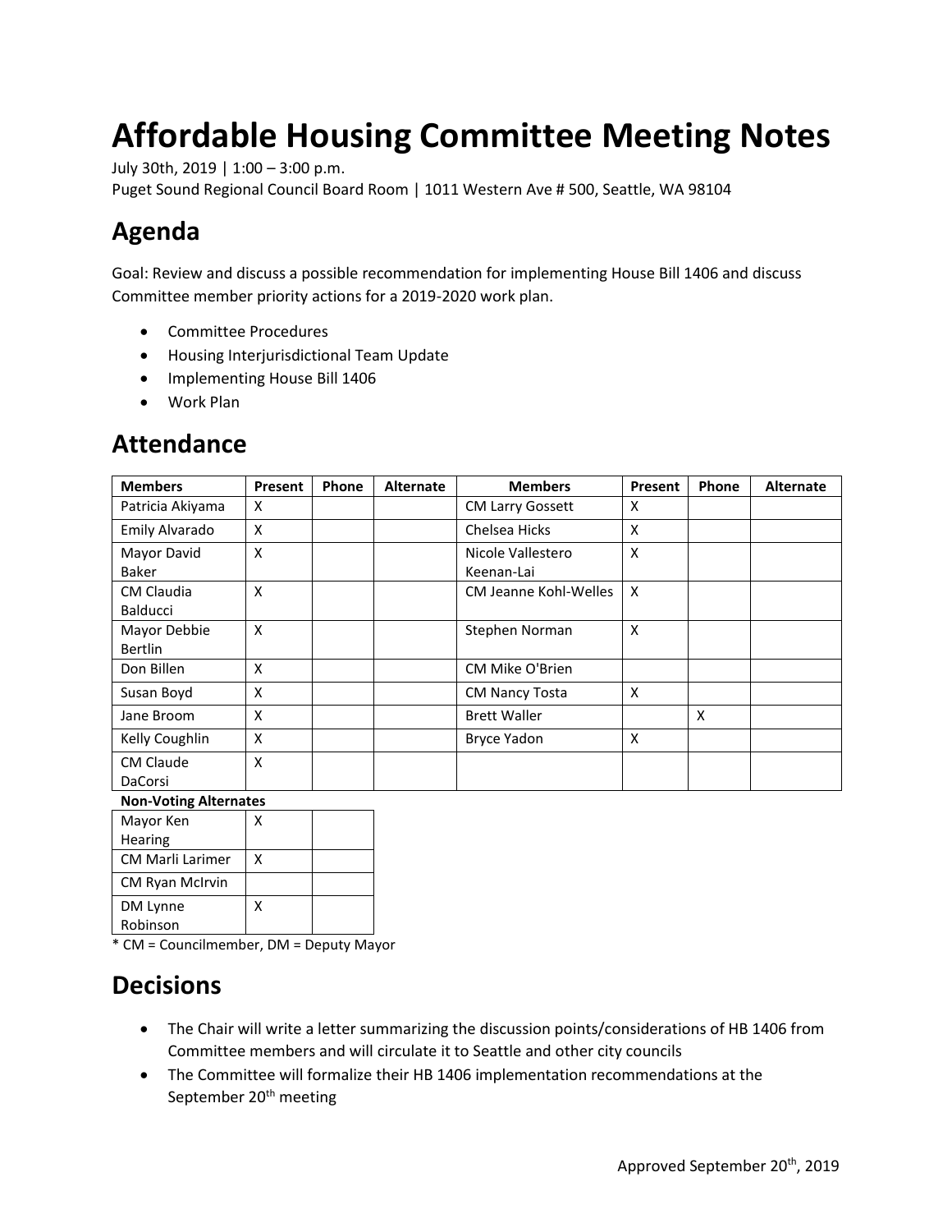# Affordable Housing Committee Meeting Notes

July 30th, 2019 | 1:00 – 3:00 p.m.
Puget Sound Regional Council Board Room | 1011 Western Ave # 500, Seattle, WA 98104

## Agenda

Goal: Review and discuss a possible recommendation for implementing House Bill 1406 and discuss Committee member priority actions for a 2019-2020 work plan.

- Committee Procedures
- Housing Interjurisdictional Team Update
- Implementing House Bill 1406
- Work Plan

## Attendance

| Members | Present | Phone | Alternate | Members | Present | Phone | Alternate |
|---|---|---|---|---|---|---|---|
| Patricia Akiyama | X | | | CM Larry Gossett | X | | |
| Emily Alvarado | X | | | Chelsea Hicks | X | | |
| Mayor David Baker | X | | | Nicole Vallestero Keenan-Lai | X | | |
| CM Claudia Balducci | X | | | CM Jeanne Kohl-Welles | X | | |
| Mayor Debbie Bertlin | X | | | Stephen Norman | X | | |
| Don Billen | X | | | CM Mike O'Brien | | | |
| Susan Boyd | X | | | CM Nancy Tosta | X | | |
| Jane Broom | X | | | Brett Waller | | X | |
| Kelly Coughlin | X | | | Bryce Yadon | X | | |
| CM Claude DaCorsi | X | | | | | | |

**Non-Voting Alternates**

| | | |
|---|---|---|
| Mayor Ken Hearing | X | |
| CM Marli Larimer | X | |
| CM Ryan McIrvin | | |
| DM Lynne Robinson | X | |

\* CM = Councilmember, DM = Deputy Mayor

## Decisions

- The Chair will write a letter summarizing the discussion points/considerations of HB 1406 from Committee members and will circulate it to Seattle and other city councils
- The Committee will formalize their HB 1406 implementation recommendations at the September 20th meeting

Approved September 20th, 2019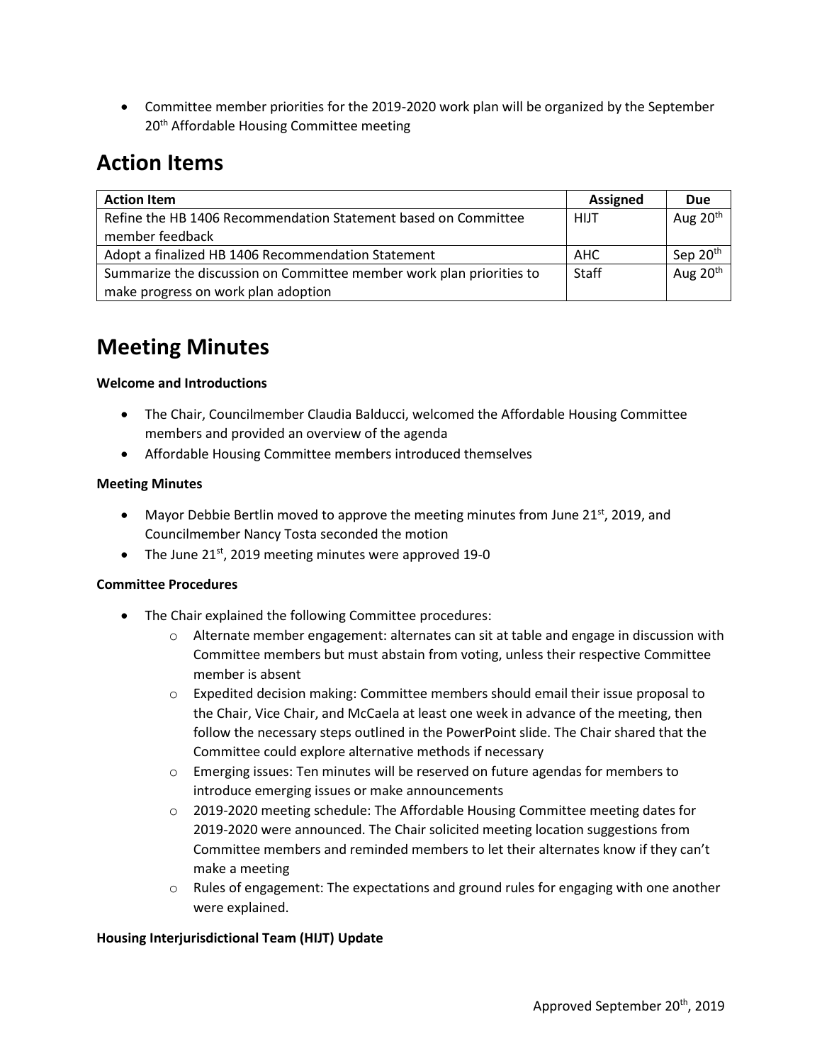- Committee member priorities for the 2019-2020 work plan will be organized by the September 20th Affordable Housing Committee meeting

## Action Items

| Action Item | Assigned | Due |
|---|---|---|
| Refine the HB 1406 Recommendation Statement based on Committee member feedback | HIJT | Aug 20th |
| Adopt a finalized HB 1406 Recommendation Statement | AHC | Sep 20th |
| Summarize the discussion on Committee member work plan priorities to make progress on work plan adoption | Staff | Aug 20th |

## Meeting Minutes

**Welcome and Introductions**

- The Chair, Councilmember Claudia Balducci, welcomed the Affordable Housing Committee members and provided an overview of the agenda
- Affordable Housing Committee members introduced themselves

**Meeting Minutes**

- Mayor Debbie Bertlin moved to approve the meeting minutes from June 21st, 2019, and Councilmember Nancy Tosta seconded the motion
- The June 21st, 2019 meeting minutes were approved 19-0

**Committee Procedures**

- The Chair explained the following Committee procedures:
  - Alternate member engagement: alternates can sit at table and engage in discussion with Committee members but must abstain from voting, unless their respective Committee member is absent
  - Expedited decision making: Committee members should email their issue proposal to the Chair, Vice Chair, and McCaela at least one week in advance of the meeting, then follow the necessary steps outlined in the PowerPoint slide. The Chair shared that the Committee could explore alternative methods if necessary
  - Emerging issues: Ten minutes will be reserved on future agendas for members to introduce emerging issues or make announcements
  - 2019-2020 meeting schedule: The Affordable Housing Committee meeting dates for 2019-2020 were announced. The Chair solicited meeting location suggestions from Committee members and reminded members to let their alternates know if they can't make a meeting
  - Rules of engagement: The expectations and ground rules for engaging with one another were explained.

**Housing Interjurisdictional Team (HIJT) Update**

Approved September 20th, 2019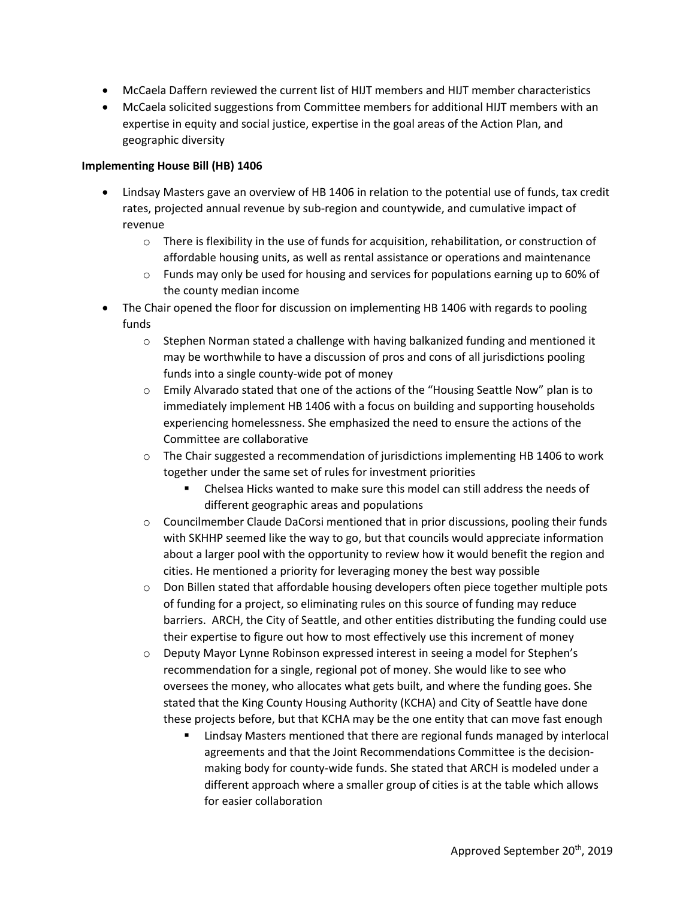- McCaela Daffern reviewed the current list of HIJT members and HIJT member characteristics
- McCaela solicited suggestions from Committee members for additional HIJT members with an expertise in equity and social justice, expertise in the goal areas of the Action Plan, and geographic diversity

**Implementing House Bill (HB) 1406**

- Lindsay Masters gave an overview of HB 1406 in relation to the potential use of funds, tax credit rates, projected annual revenue by sub-region and countywide, and cumulative impact of revenue
  - There is flexibility in the use of funds for acquisition, rehabilitation, or construction of affordable housing units, as well as rental assistance or operations and maintenance
  - Funds may only be used for housing and services for populations earning up to 60% of the county median income
- The Chair opened the floor for discussion on implementing HB 1406 with regards to pooling funds
  - Stephen Norman stated a challenge with having balkanized funding and mentioned it may be worthwhile to have a discussion of pros and cons of all jurisdictions pooling funds into a single county-wide pot of money
  - Emily Alvarado stated that one of the actions of the "Housing Seattle Now" plan is to immediately implement HB 1406 with a focus on building and supporting households experiencing homelessness. She emphasized the need to ensure the actions of the Committee are collaborative
  - The Chair suggested a recommendation of jurisdictions implementing HB 1406 to work together under the same set of rules for investment priorities
    - Chelsea Hicks wanted to make sure this model can still address the needs of different geographic areas and populations
  - Councilmember Claude DaCorsi mentioned that in prior discussions, pooling their funds with SKHHP seemed like the way to go, but that councils would appreciate information about a larger pool with the opportunity to review how it would benefit the region and cities. He mentioned a priority for leveraging money the best way possible
  - Don Billen stated that affordable housing developers often piece together multiple pots of funding for a project, so eliminating rules on this source of funding may reduce barriers. ARCH, the City of Seattle, and other entities distributing the funding could use their expertise to figure out how to most effectively use this increment of money
  - Deputy Mayor Lynne Robinson expressed interest in seeing a model for Stephen's recommendation for a single, regional pot of money. She would like to see who oversees the money, who allocates what gets built, and where the funding goes. She stated that the King County Housing Authority (KCHA) and City of Seattle have done these projects before, but that KCHA may be the one entity that can move fast enough
    - Lindsay Masters mentioned that there are regional funds managed by interlocal agreements and that the Joint Recommendations Committee is the decision-making body for county-wide funds. She stated that ARCH is modeled under a different approach where a smaller group of cities is at the table which allows for easier collaboration

Approved September 20th, 2019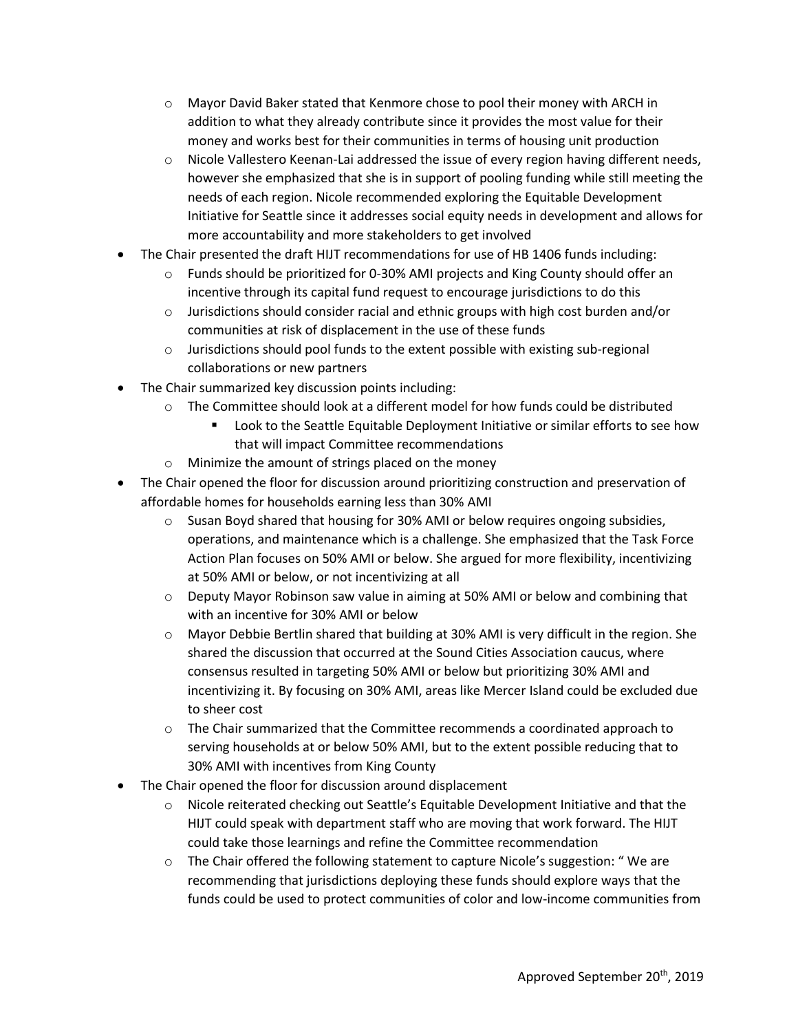- Mayor David Baker stated that Kenmore chose to pool their money with ARCH in addition to what they already contribute since it provides the most value for their money and works best for their communities in terms of housing unit production
  - Nicole Vallestero Keenan-Lai addressed the issue of every region having different needs, however she emphasized that she is in support of pooling funding while still meeting the needs of each region. Nicole recommended exploring the Equitable Development Initiative for Seattle since it addresses social equity needs in development and allows for more accountability and more stakeholders to get involved
- The Chair presented the draft HIJT recommendations for use of HB 1406 funds including:
  - Funds should be prioritized for 0-30% AMI projects and King County should offer an incentive through its capital fund request to encourage jurisdictions to do this
  - Jurisdictions should consider racial and ethnic groups with high cost burden and/or communities at risk of displacement in the use of these funds
  - Jurisdictions should pool funds to the extent possible with existing sub-regional collaborations or new partners
- The Chair summarized key discussion points including:
  - The Committee should look at a different model for how funds could be distributed
    - Look to the Seattle Equitable Deployment Initiative or similar efforts to see how that will impact Committee recommendations
  - Minimize the amount of strings placed on the money
- The Chair opened the floor for discussion around prioritizing construction and preservation of affordable homes for households earning less than 30% AMI
  - Susan Boyd shared that housing for 30% AMI or below requires ongoing subsidies, operations, and maintenance which is a challenge. She emphasized that the Task Force Action Plan focuses on 50% AMI or below. She argued for more flexibility, incentivizing at 50% AMI or below, or not incentivizing at all
  - Deputy Mayor Robinson saw value in aiming at 50% AMI or below and combining that with an incentive for 30% AMI or below
  - Mayor Debbie Bertlin shared that building at 30% AMI is very difficult in the region. She shared the discussion that occurred at the Sound Cities Association caucus, where consensus resulted in targeting 50% AMI or below but prioritizing 30% AMI and incentivizing it. By focusing on 30% AMI, areas like Mercer Island could be excluded due to sheer cost
  - The Chair summarized that the Committee recommends a coordinated approach to serving households at or below 50% AMI, but to the extent possible reducing that to 30% AMI with incentives from King County
- The Chair opened the floor for discussion around displacement
  - Nicole reiterated checking out Seattle's Equitable Development Initiative and that the HIJT could speak with department staff who are moving that work forward. The HIJT could take those learnings and refine the Committee recommendation
  - The Chair offered the following statement to capture Nicole's suggestion: " We are recommending that jurisdictions deploying these funds should explore ways that the funds could be used to protect communities of color and low-income communities from

Approved September 20th, 2019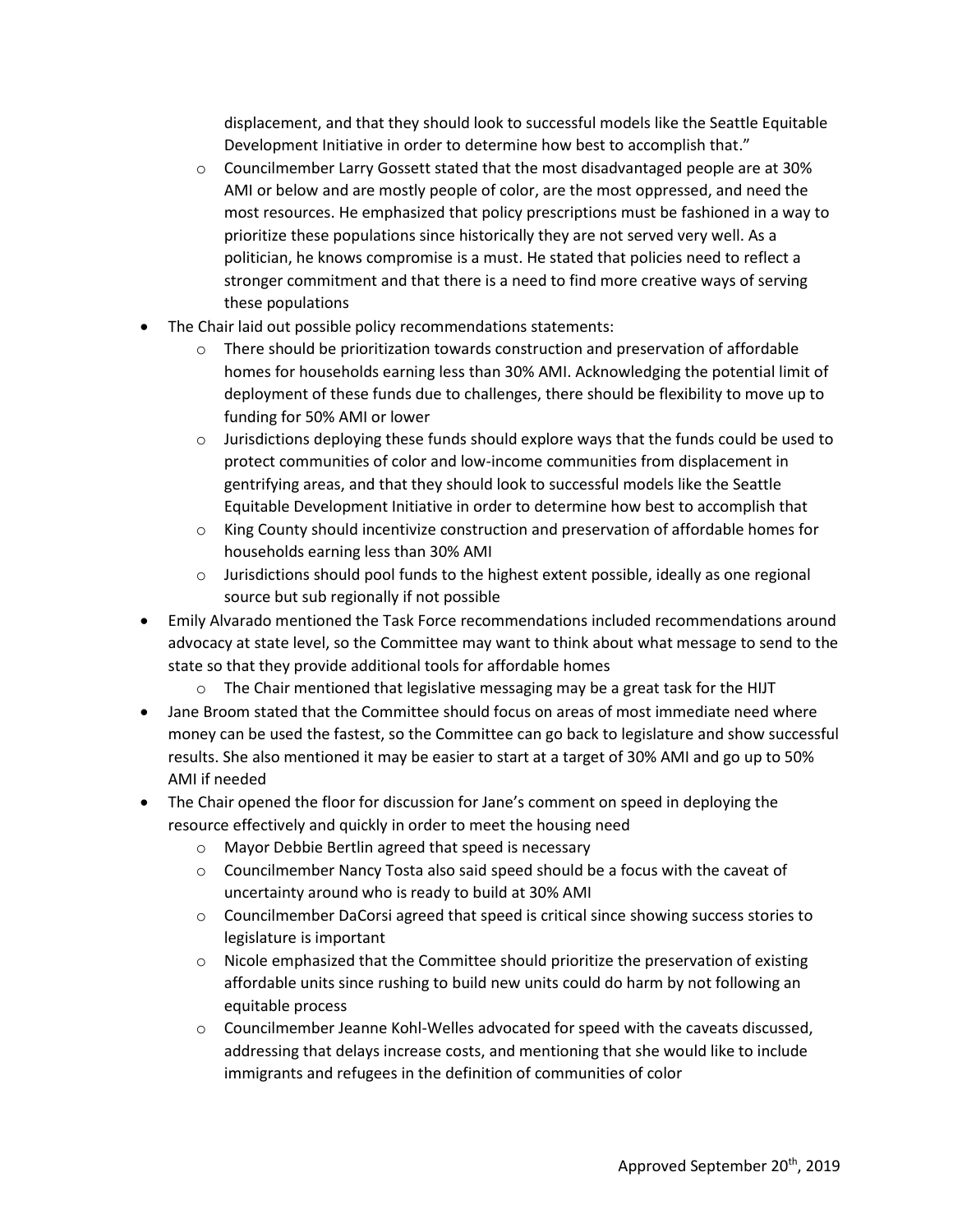displacement, and that they should look to successful models like the Seattle Equitable Development Initiative in order to determine how best to accomplish that."

  - Councilmember Larry Gossett stated that the most disadvantaged people are at 30% AMI or below and are mostly people of color, are the most oppressed, and need the most resources. He emphasized that policy prescriptions must be fashioned in a way to prioritize these populations since historically they are not served very well. As a politician, he knows compromise is a must. He stated that policies need to reflect a stronger commitment and that there is a need to find more creative ways of serving these populations
- The Chair laid out possible policy recommendations statements:
  - There should be prioritization towards construction and preservation of affordable homes for households earning less than 30% AMI. Acknowledging the potential limit of deployment of these funds due to challenges, there should be flexibility to move up to funding for 50% AMI or lower
  - Jurisdictions deploying these funds should explore ways that the funds could be used to protect communities of color and low-income communities from displacement in gentrifying areas, and that they should look to successful models like the Seattle Equitable Development Initiative in order to determine how best to accomplish that
  - King County should incentivize construction and preservation of affordable homes for households earning less than 30% AMI
  - Jurisdictions should pool funds to the highest extent possible, ideally as one regional source but sub regionally if not possible
- Emily Alvarado mentioned the Task Force recommendations included recommendations around advocacy at state level, so the Committee may want to think about what message to send to the state so that they provide additional tools for affordable homes
  - The Chair mentioned that legislative messaging may be a great task for the HIJT
- Jane Broom stated that the Committee should focus on areas of most immediate need where money can be used the fastest, so the Committee can go back to legislature and show successful results. She also mentioned it may be easier to start at a target of 30% AMI and go up to 50% AMI if needed
- The Chair opened the floor for discussion for Jane's comment on speed in deploying the resource effectively and quickly in order to meet the housing need
  - Mayor Debbie Bertlin agreed that speed is necessary
  - Councilmember Nancy Tosta also said speed should be a focus with the caveat of uncertainty around who is ready to build at 30% AMI
  - Councilmember DaCorsi agreed that speed is critical since showing success stories to legislature is important
  - Nicole emphasized that the Committee should prioritize the preservation of existing affordable units since rushing to build new units could do harm by not following an equitable process
  - Councilmember Jeanne Kohl-Welles advocated for speed with the caveats discussed, addressing that delays increase costs, and mentioning that she would like to include immigrants and refugees in the definition of communities of color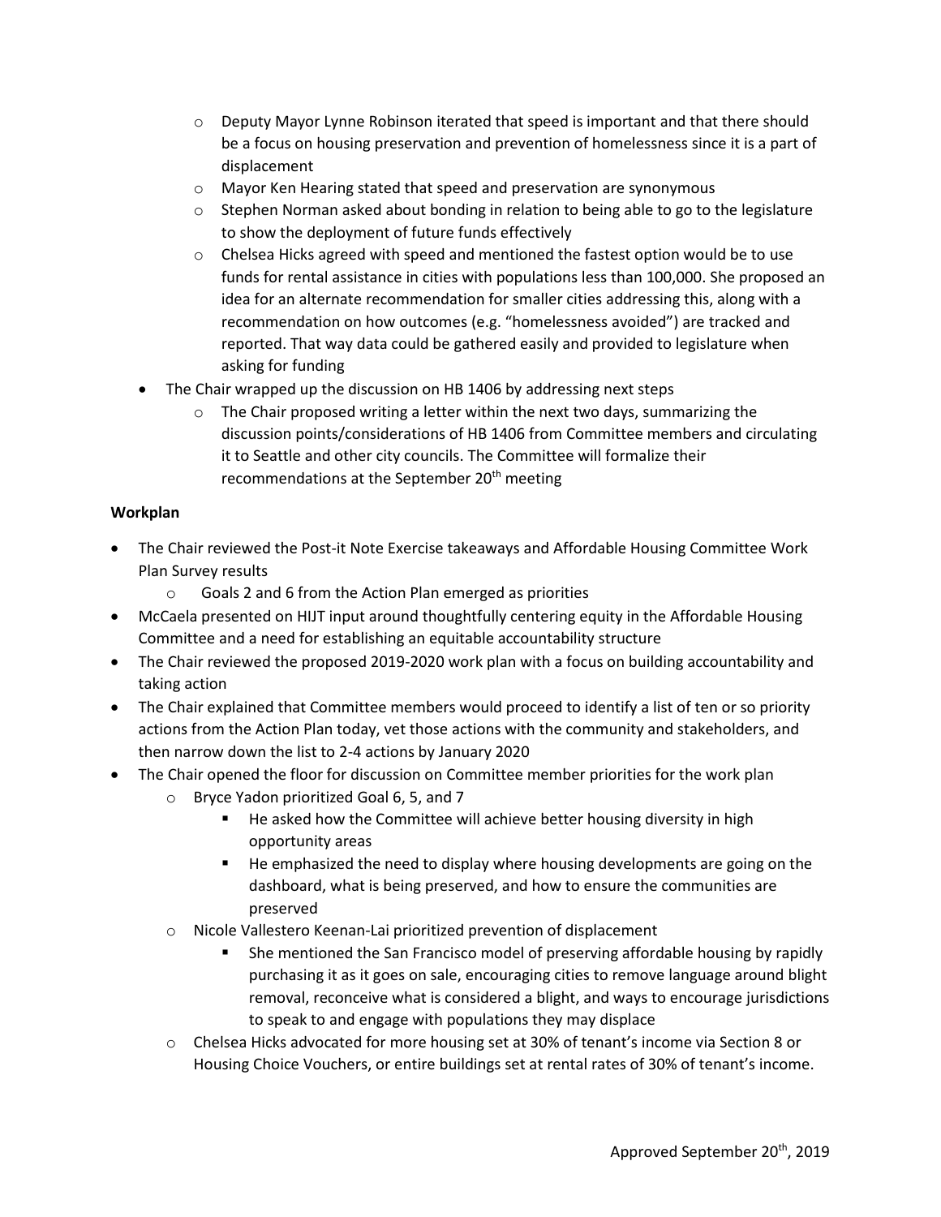- Deputy Mayor Lynne Robinson iterated that speed is important and that there should be a focus on housing preservation and prevention of homelessness since it is a part of displacement
  - Mayor Ken Hearing stated that speed and preservation are synonymous
  - Stephen Norman asked about bonding in relation to being able to go to the legislature to show the deployment of future funds effectively
  - Chelsea Hicks agreed with speed and mentioned the fastest option would be to use funds for rental assistance in cities with populations less than 100,000. She proposed an idea for an alternate recommendation for smaller cities addressing this, along with a recommendation on how outcomes (e.g. "homelessness avoided") are tracked and reported. That way data could be gathered easily and provided to legislature when asking for funding
- The Chair wrapped up the discussion on HB 1406 by addressing next steps
  - The Chair proposed writing a letter within the next two days, summarizing the discussion points/considerations of HB 1406 from Committee members and circulating it to Seattle and other city councils. The Committee will formalize their recommendations at the September 20th meeting

**Workplan**

- The Chair reviewed the Post-it Note Exercise takeaways and Affordable Housing Committee Work Plan Survey results
  - Goals 2 and 6 from the Action Plan emerged as priorities
- McCaela presented on HIJT input around thoughtfully centering equity in the Affordable Housing Committee and a need for establishing an equitable accountability structure
- The Chair reviewed the proposed 2019-2020 work plan with a focus on building accountability and taking action
- The Chair explained that Committee members would proceed to identify a list of ten or so priority actions from the Action Plan today, vet those actions with the community and stakeholders, and then narrow down the list to 2-4 actions by January 2020
- The Chair opened the floor for discussion on Committee member priorities for the work plan
  - Bryce Yadon prioritized Goal 6, 5, and 7
    - He asked how the Committee will achieve better housing diversity in high opportunity areas
    - He emphasized the need to display where housing developments are going on the dashboard, what is being preserved, and how to ensure the communities are preserved
  - Nicole Vallestero Keenan-Lai prioritized prevention of displacement
    - She mentioned the San Francisco model of preserving affordable housing by rapidly purchasing it as it goes on sale, encouraging cities to remove language around blight removal, reconceive what is considered a blight, and ways to encourage jurisdictions to speak to and engage with populations they may displace
  - Chelsea Hicks advocated for more housing set at 30% of tenant's income via Section 8 or Housing Choice Vouchers, or entire buildings set at rental rates of 30% of tenant's income.

Approved September 20th, 2019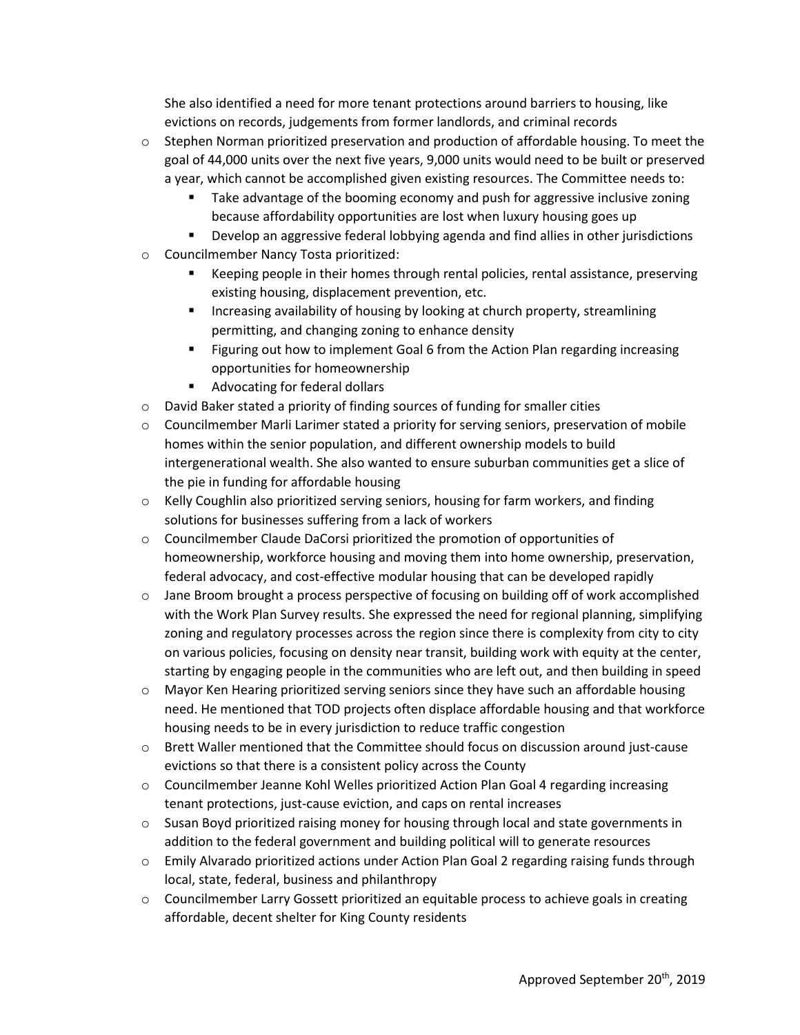She also identified a need for more tenant protections around barriers to housing, like evictions on records, judgements from former landlords, and criminal records

- Stephen Norman prioritized preservation and production of affordable housing. To meet the goal of 44,000 units over the next five years, 9,000 units would need to be built or preserved a year, which cannot be accomplished given existing resources. The Committee needs to:
  - Take advantage of the booming economy and push for aggressive inclusive zoning because affordability opportunities are lost when luxury housing goes up
  - Develop an aggressive federal lobbying agenda and find allies in other jurisdictions
- Councilmember Nancy Tosta prioritized:
  - Keeping people in their homes through rental policies, rental assistance, preserving existing housing, displacement prevention, etc.
  - Increasing availability of housing by looking at church property, streamlining permitting, and changing zoning to enhance density
  - Figuring out how to implement Goal 6 from the Action Plan regarding increasing opportunities for homeownership
  - Advocating for federal dollars
- David Baker stated a priority of finding sources of funding for smaller cities
- Councilmember Marli Larimer stated a priority for serving seniors, preservation of mobile homes within the senior population, and different ownership models to build intergenerational wealth. She also wanted to ensure suburban communities get a slice of the pie in funding for affordable housing
- Kelly Coughlin also prioritized serving seniors, housing for farm workers, and finding solutions for businesses suffering from a lack of workers
- Councilmember Claude DaCorsi prioritized the promotion of opportunities of homeownership, workforce housing and moving them into home ownership, preservation, federal advocacy, and cost-effective modular housing that can be developed rapidly
- Jane Broom brought a process perspective of focusing on building off of work accomplished with the Work Plan Survey results. She expressed the need for regional planning, simplifying zoning and regulatory processes across the region since there is complexity from city to city on various policies, focusing on density near transit, building work with equity at the center, starting by engaging people in the communities who are left out, and then building in speed
- Mayor Ken Hearing prioritized serving seniors since they have such an affordable housing need. He mentioned that TOD projects often displace affordable housing and that workforce housing needs to be in every jurisdiction to reduce traffic congestion
- Brett Waller mentioned that the Committee should focus on discussion around just-cause evictions so that there is a consistent policy across the County
- Councilmember Jeanne Kohl Welles prioritized Action Plan Goal 4 regarding increasing tenant protections, just-cause eviction, and caps on rental increases
- Susan Boyd prioritized raising money for housing through local and state governments in addition to the federal government and building political will to generate resources
- Emily Alvarado prioritized actions under Action Plan Goal 2 regarding raising funds through local, state, federal, business and philanthropy
- Councilmember Larry Gossett prioritized an equitable process to achieve goals in creating affordable, decent shelter for King County residents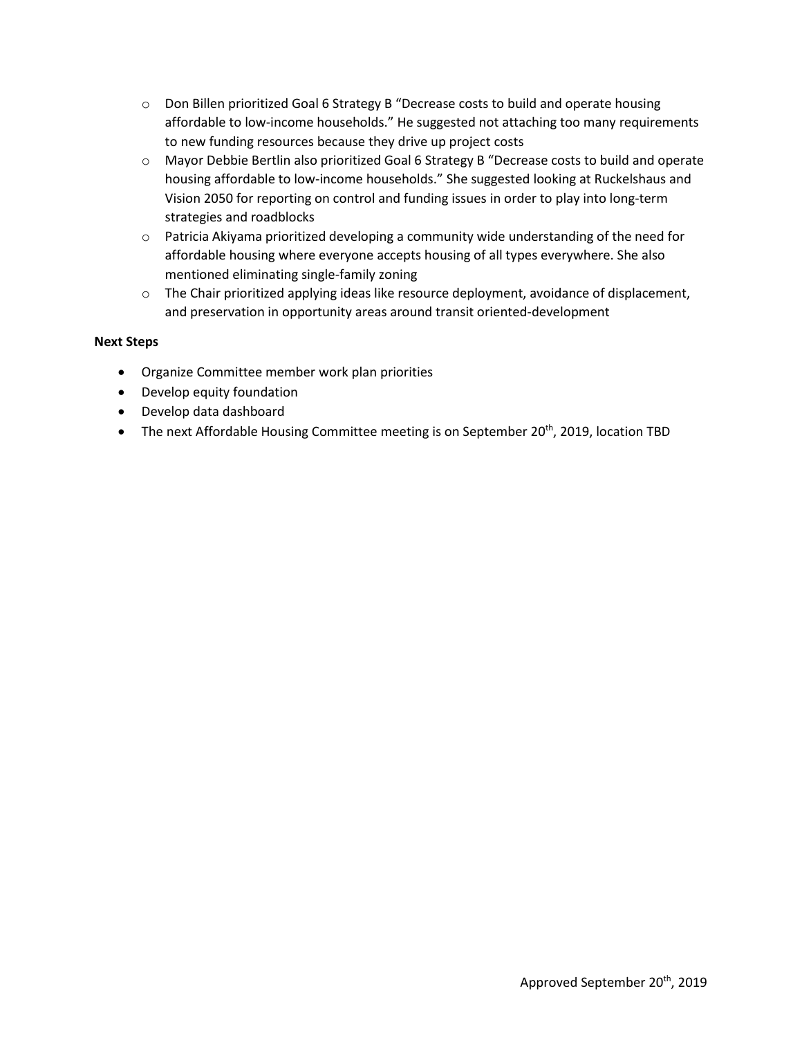- Don Billen prioritized Goal 6 Strategy B "Decrease costs to build and operate housing affordable to low-income households." He suggested not attaching too many requirements to new funding resources because they drive up project costs
  - Mayor Debbie Bertlin also prioritized Goal 6 Strategy B "Decrease costs to build and operate housing affordable to low-income households." She suggested looking at Ruckelshaus and Vision 2050 for reporting on control and funding issues in order to play into long-term strategies and roadblocks
  - Patricia Akiyama prioritized developing a community wide understanding of the need for affordable housing where everyone accepts housing of all types everywhere. She also mentioned eliminating single-family zoning
  - The Chair prioritized applying ideas like resource deployment, avoidance of displacement, and preservation in opportunity areas around transit oriented-development

**Next Steps**

- Organize Committee member work plan priorities
- Develop equity foundation
- Develop data dashboard
- The next Affordable Housing Committee meeting is on September 20th, 2019, location TBD

Approved September 20th, 2019